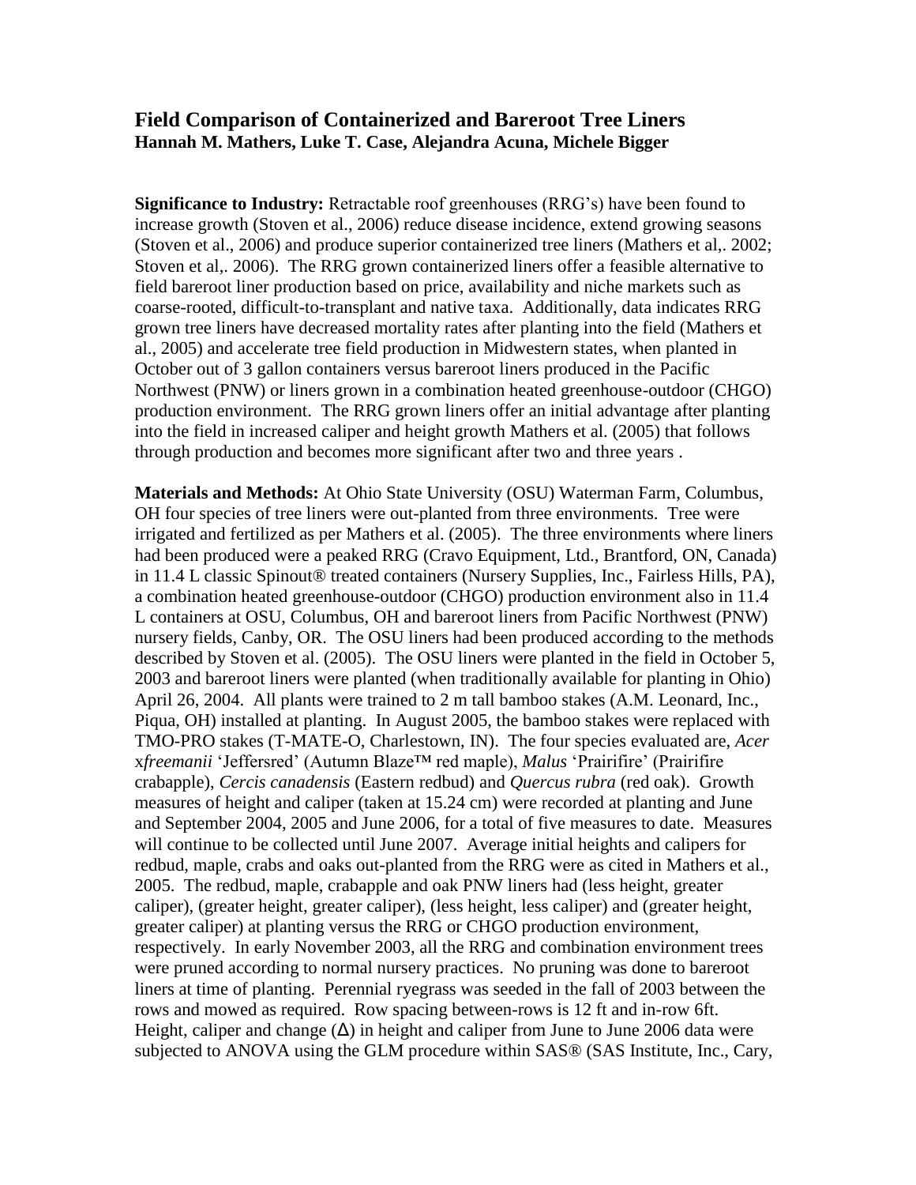## Field Comparison of Containerized and Bareroot Tree Liners

**Hannah M. Mathers, Luke T. Case, Alejandra Acuna, Michele Bigger**

**Significance to Industry:** Retractable roof greenhouses (RRG's) have been found to increase growth (Stoven et al., 2006) reduce disease incidence, extend growing seasons (Stoven et al., 2006) and produce superior containerized tree liners (Mathers et al,. 2002; Stoven et al,. 2006). The RRG grown containerized liners offer a feasible alternative to field bareroot liner production based on price, availability and niche markets such as coarse-rooted, difficult-to-transplant and native taxa. Additionally, data indicates RRG grown tree liners have decreased mortality rates after planting into the field (Mathers et al., 2005) and accelerate tree field production in Midwestern states, when planted in October out of 3 gallon containers versus bareroot liners produced in the Pacific Northwest (PNW) or liners grown in a combination heated greenhouse-outdoor (CHGO) production environment. The RRG grown liners offer an initial advantage after planting into the field in increased caliper and height growth Mathers et al. (2005) that follows through production and becomes more significant after two and three years .

**Materials and Methods:** At Ohio State University (OSU) Waterman Farm, Columbus, OH four species of tree liners were out-planted from three environments. Tree were irrigated and fertilized as per Mathers et al. (2005). The three environments where liners had been produced were a peaked RRG (Cravo Equipment, Ltd., Brantford, ON, Canada) in 11.4 L classic Spinout® treated containers (Nursery Supplies, Inc., Fairless Hills, PA), a combination heated greenhouse-outdoor (CHGO) production environment also in 11.4 L containers at OSU, Columbus, OH and bareroot liners from Pacific Northwest (PNW) nursery fields, Canby, OR. The OSU liners had been produced according to the methods described by Stoven et al. (2005). The OSU liners were planted in the field in October 5, 2003 and bareroot liners were planted (when traditionally available for planting in Ohio) April 26, 2004. All plants were trained to 2 m tall bamboo stakes (A.M. Leonard, Inc., Piqua, OH) installed at planting. In August 2005, the bamboo stakes were replaced with TMO-PRO stakes (T-MATE-O, Charlestown, IN). The four species evaluated are, *Acer* x*freemanii* 'Jeffersred' (Autumn Blaze™ red maple), *Malus* 'Prairifire' (Prairifire crabapple), *Cercis canadensis* (Eastern redbud) and *Quercus rubra* (red oak). Growth measures of height and caliper (taken at 15.24 cm) were recorded at planting and June and September 2004, 2005 and June 2006, for a total of five measures to date. Measures will continue to be collected until June 2007. Average initial heights and calipers for redbud, maple, crabs and oaks out-planted from the RRG were as cited in Mathers et al., 2005. The redbud, maple, crabapple and oak PNW liners had (less height, greater caliper), (greater height, greater caliper), (less height, less caliper) and (greater height, greater caliper) at planting versus the RRG or CHGO production environment, respectively. In early November 2003, all the RRG and combination environment trees were pruned according to normal nursery practices. No pruning was done to bareroot liners at time of planting. Perennial ryegrass was seeded in the fall of 2003 between the rows and mowed as required. Row spacing between-rows is 12 ft and in-row 6ft. Height, caliper and change ($\Delta$) in height and caliper from June to June 2006 data were subjected to ANOVA using the GLM procedure within SAS® (SAS Institute, Inc., Cary,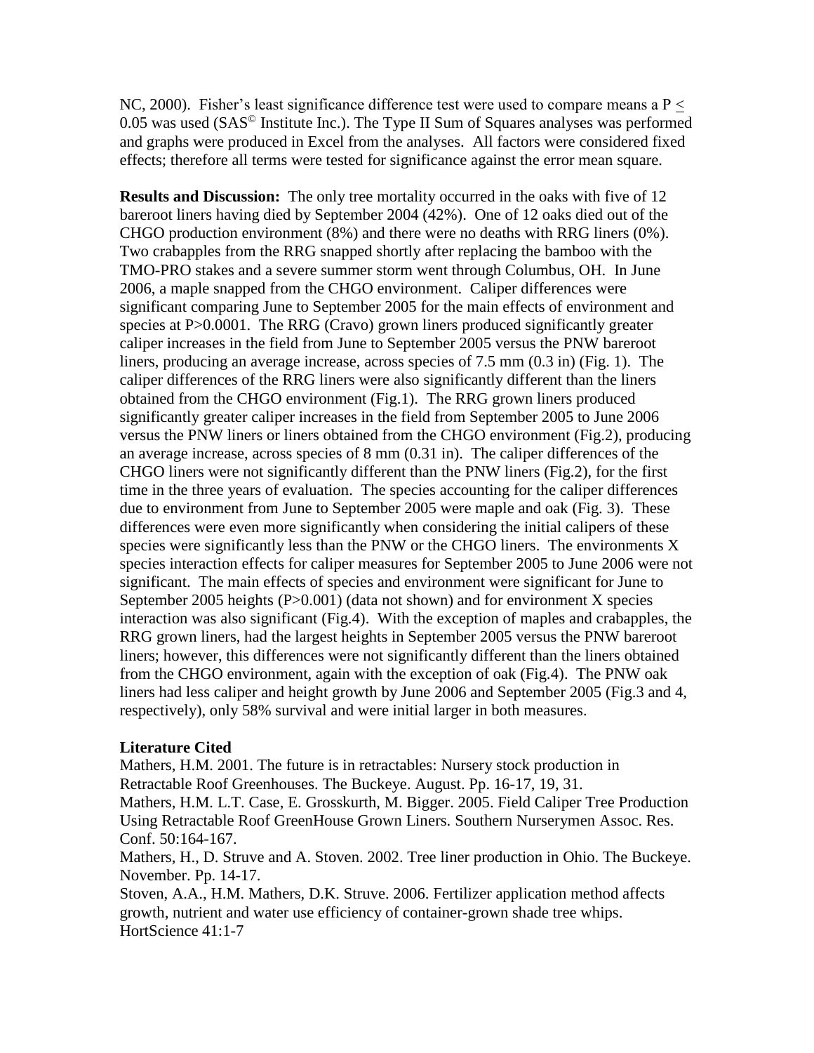NC, 2000). Fisher's least significance difference test were used to compare means a $P \leq 0.05$ was used (SAS© Institute Inc.). The Type II Sum of Squares analyses was performed and graphs were produced in Excel from the analyses. All factors were considered fixed effects; therefore all terms were tested for significance against the error mean square.

**Results and Discussion:** The only tree mortality occurred in the oaks with five of 12 bareroot liners having died by September 2004 (42%). One of 12 oaks died out of the CHGO production environment (8%) and there were no deaths with RRG liners (0%). Two crabapples from the RRG snapped shortly after replacing the bamboo with the TMO-PRO stakes and a severe summer storm went through Columbus, OH. In June 2006, a maple snapped from the CHGO environment. Caliper differences were significant comparing June to September 2005 for the main effects of environment and species at $P>0.0001$. The RRG (Cravo) grown liners produced significantly greater caliper increases in the field from June to September 2005 versus the PNW bareroot liners, producing an average increase, across species of 7.5 mm (0.3 in) (Fig. 1). The caliper differences of the RRG liners were also significantly different than the liners obtained from the CHGO environment (Fig.1). The RRG grown liners produced significantly greater caliper increases in the field from September 2005 to June 2006 versus the PNW liners or liners obtained from the CHGO environment (Fig.2), producing an average increase, across species of 8 mm (0.31 in). The caliper differences of the CHGO liners were not significantly different than the PNW liners (Fig.2), for the first time in the three years of evaluation. The species accounting for the caliper differences due to environment from June to September 2005 were maple and oak (Fig. 3). These differences were even more significantly when considering the initial calipers of these species were significantly less than the PNW or the CHGO liners. The environments X species interaction effects for caliper measures for September 2005 to June 2006 were not significant. The main effects of species and environment were significant for June to September 2005 heights ($P>0.001$) (data not shown) and for environment X species interaction was also significant (Fig.4). With the exception of maples and crabapples, the RRG grown liners, had the largest heights in September 2005 versus the PNW bareroot liners; however, this differences were not significantly different than the liners obtained from the CHGO environment, again with the exception of oak (Fig.4). The PNW oak liners had less caliper and height growth by June 2006 and September 2005 (Fig.3 and 4, respectively), only 58% survival and were initial larger in both measures.

### Literature Cited

Mathers, H.M. 2001. The future is in retractables: Nursery stock production in Retractable Roof Greenhouses. The Buckeye. August. Pp. 16-17, 19, 31.

Mathers, H.M. L.T. Case, E. Grosskurth, M. Bigger. 2005. Field Caliper Tree Production Using Retractable Roof GreenHouse Grown Liners. Southern Nurserymen Assoc. Res. Conf. 50:164-167.

Mathers, H., D. Struve and A. Stoven. 2002. Tree liner production in Ohio. The Buckeye. November. Pp. 14-17.

Stoven, A.A., H.M. Mathers, D.K. Struve. 2006. Fertilizer application method affects growth, nutrient and water use efficiency of container-grown shade tree whips. HortScience 41:1-7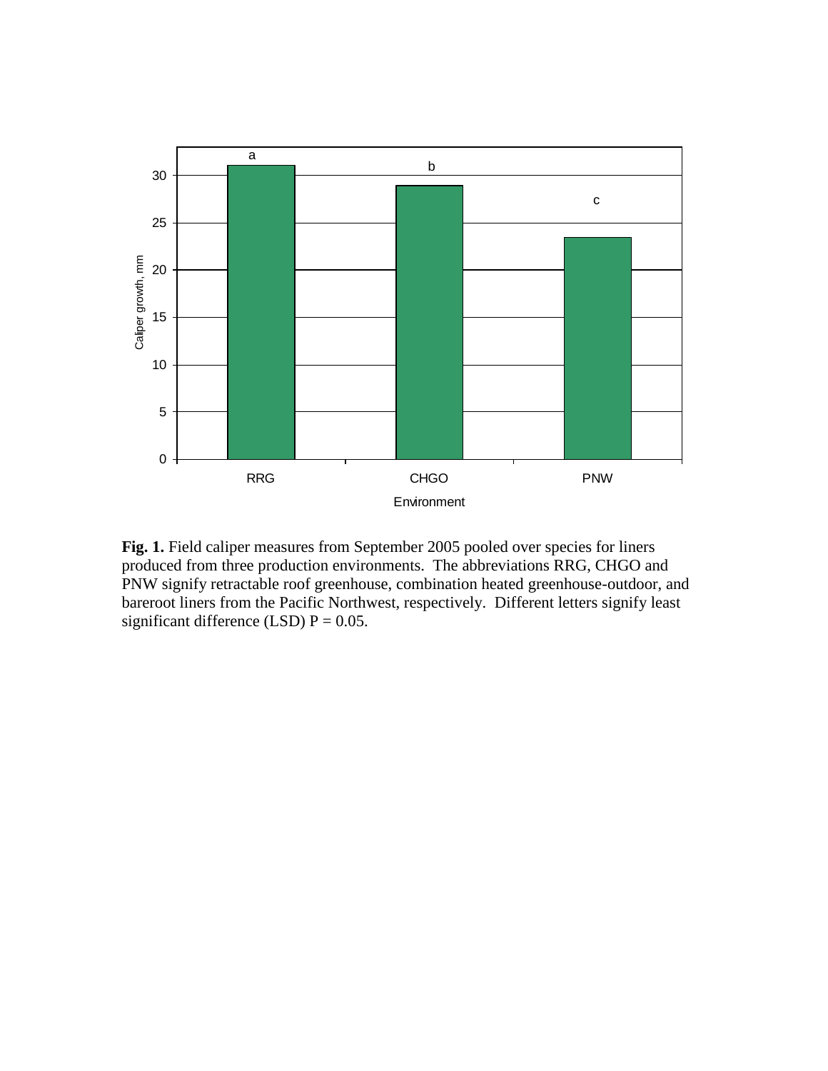**Fig. 1.** Field caliper measures from September 2005 pooled over species for liners produced from three production environments. The abbreviations RRG, CHGO and PNW signify retractable roof greenhouse, combination heated greenhouse-outdoor, and bareroot liners from the Pacific Northwest, respectively. Different letters signify least significant difference (LSD) P = 0.05.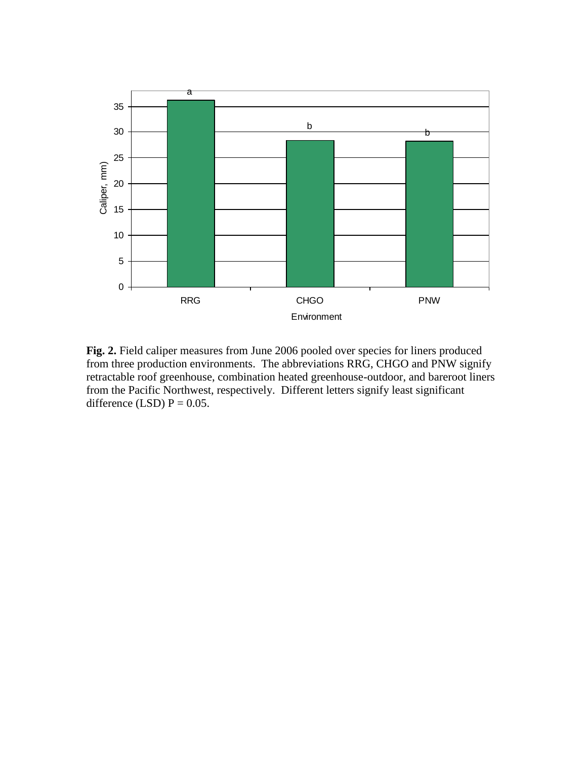**Fig. 2.** Field caliper measures from June 2006 pooled over species for liners produced from three production environments. The abbreviations RRG, CHGO and PNW signify retractable roof greenhouse, combination heated greenhouse-outdoor, and bareroot liners from the Pacific Northwest, respectively. Different letters signify least significant difference (LSD) $P = 0.05$.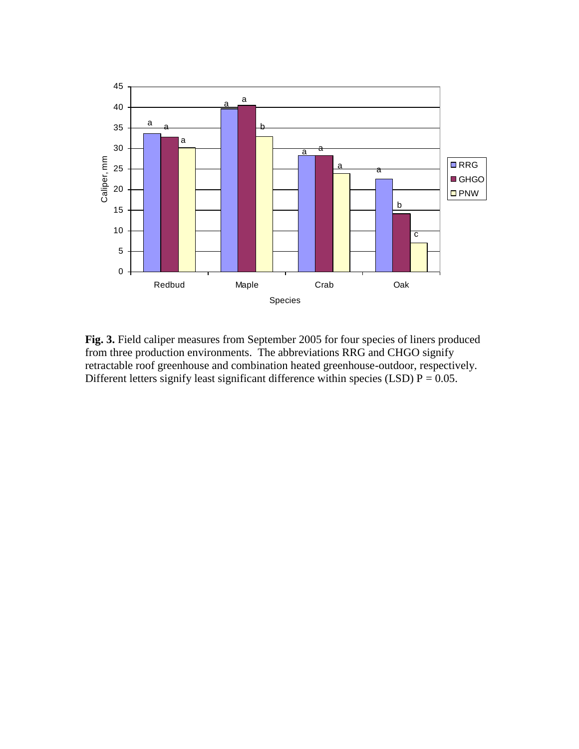**Fig. 3.** Field caliper measures from September 2005 for four species of liners produced from three production environments. The abbreviations RRG and CHGO signify retractable roof greenhouse and combination heated greenhouse-outdoor, respectively. Different letters signify least significant difference within species (LSD) $P = 0.05$.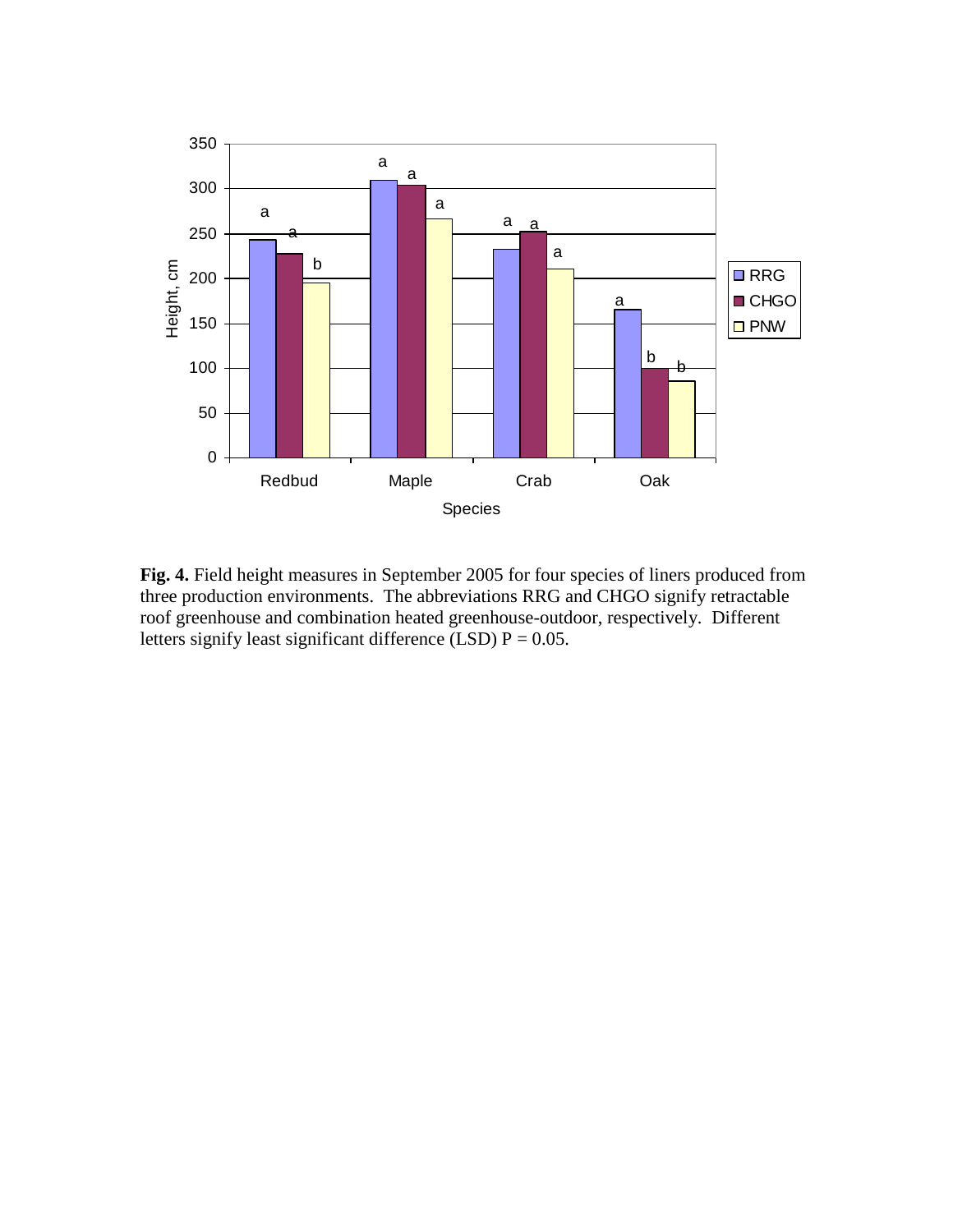350
300
250
200
150
100
50
0

Height, cm

Redbud
Maple
Crab
Oak

Species

a a b
a a a
a a a
a b b

RRG
CHGO
PNW

**Fig. 4.** Field height measures in September 2005 for four species of liners produced from three production environments. The abbreviations RRG and CHGO signify retractable roof greenhouse and combination heated greenhouse-outdoor, respectively. Different letters signify least significant difference (LSD) P = 0.05.